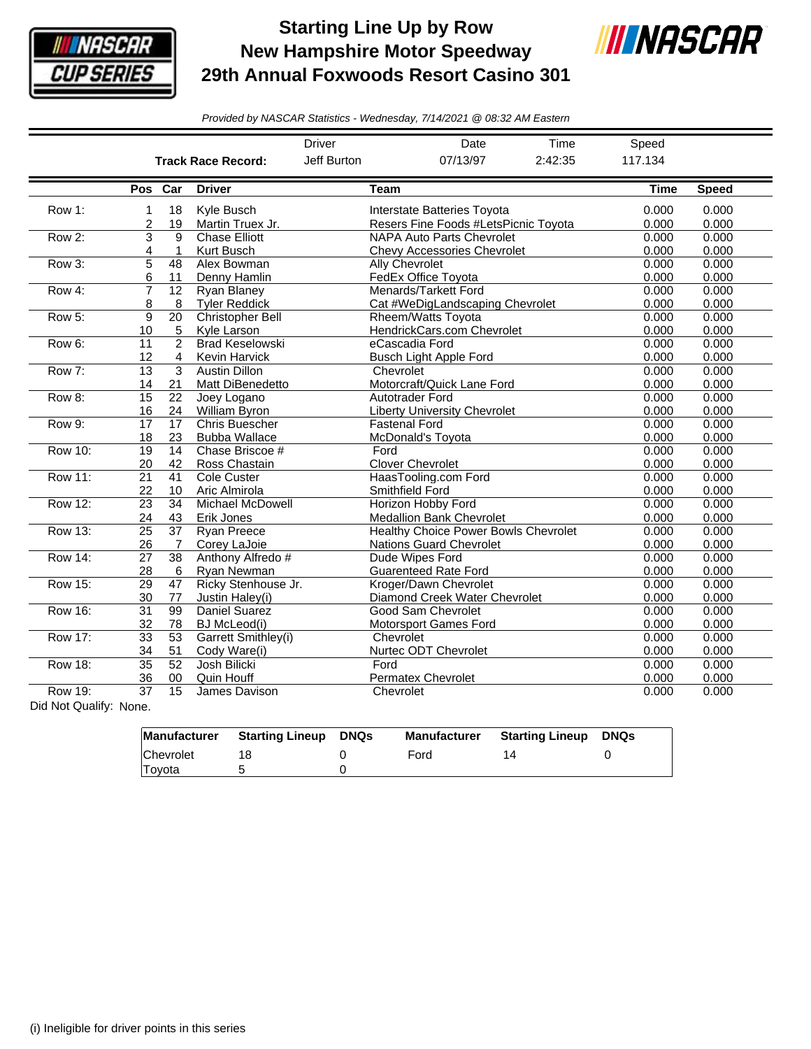# Starting Line Up by Row
# New Hampshire Motor Speedway
# 29th Annual Foxwoods Resort Casino 301

*Provided by NASCAR Statistics - Wednesday, 7/14/2021 @ 08:32 AM Eastern*

| | Driver | Date | Time | Speed |
|---|---|---|---|---|
| **Track Race Record:** | Jeff Burton | 07/13/97 | 2:42:35 | 117.134 |

| | Pos | Car | Driver | Team | Time | Speed |
|---|---|---|---|---|---|---|
| Row 1: | 1 | 18 | Kyle Busch | Interstate Batteries Toyota | 0.000 | 0.000 |
| | 2 | 19 | Martin Truex Jr. | Resers Fine Foods #LetsPicnic Toyota | 0.000 | 0.000 |
| Row 2: | 3 | 9 | Chase Elliott | NAPA Auto Parts Chevrolet | 0.000 | 0.000 |
| | 4 | 1 | Kurt Busch | Chevy Accessories Chevrolet | 0.000 | 0.000 |
| Row 3: | 5 | 48 | Alex Bowman | Ally Chevrolet | 0.000 | 0.000 |
| | 6 | 11 | Denny Hamlin | FedEx Office Toyota | 0.000 | 0.000 |
| Row 4: | 7 | 12 | Ryan Blaney | Menards/Tarkett Ford | 0.000 | 0.000 |
| | 8 | 8 | Tyler Reddick | Cat #WeDigLandscaping Chevrolet | 0.000 | 0.000 |
| Row 5: | 9 | 20 | Christopher Bell | Rheem/Watts Toyota | 0.000 | 0.000 |
| | 10 | 5 | Kyle Larson | HendrickCars.com Chevrolet | 0.000 | 0.000 |
| Row 6: | 11 | 2 | Brad Keselowski | eCascadia Ford | 0.000 | 0.000 |
| | 12 | 4 | Kevin Harvick | Busch Light Apple Ford | 0.000 | 0.000 |
| Row 7: | 13 | 3 | Austin Dillon | Chevrolet | 0.000 | 0.000 |
| | 14 | 21 | Matt DiBenedetto | Motorcraft/Quick Lane Ford | 0.000 | 0.000 |
| Row 8: | 15 | 22 | Joey Logano | Autotrader Ford | 0.000 | 0.000 |
| | 16 | 24 | William Byron | Liberty University Chevrolet | 0.000 | 0.000 |
| Row 9: | 17 | 17 | Chris Buescher | Fastenal Ford | 0.000 | 0.000 |
| | 18 | 23 | Bubba Wallace | McDonald's Toyota | 0.000 | 0.000 |
| Row 10: | 19 | 14 | Chase Briscoe # | Ford | 0.000 | 0.000 |
| | 20 | 42 | Ross Chastain | Clover Chevrolet | 0.000 | 0.000 |
| Row 11: | 21 | 41 | Cole Custer | HaasTooling.com Ford | 0.000 | 0.000 |
| | 22 | 10 | Aric Almirola | Smithfield Ford | 0.000 | 0.000 |
| Row 12: | 23 | 34 | Michael McDowell | Horizon Hobby Ford | 0.000 | 0.000 |
| | 24 | 43 | Erik Jones | Medallion Bank Chevrolet | 0.000 | 0.000 |
| Row 13: | 25 | 37 | Ryan Preece | Healthy Choice Power Bowls Chevrolet | 0.000 | 0.000 |
| | 26 | 7 | Corey LaJoie | Nations Guard Chevrolet | 0.000 | 0.000 |
| Row 14: | 27 | 38 | Anthony Alfredo # | Dude Wipes Ford | 0.000 | 0.000 |
| | 28 | 6 | Ryan Newman | Guarenteed Rate Ford | 0.000 | 0.000 |
| Row 15: | 29 | 47 | Ricky Stenhouse Jr. | Kroger/Dawn Chevrolet | 0.000 | 0.000 |
| | 30 | 77 | Justin Haley(i) | Diamond Creek Water Chevrolet | 0.000 | 0.000 |
| Row 16: | 31 | 99 | Daniel Suarez | Good Sam Chevrolet | 0.000 | 0.000 |
| | 32 | 78 | BJ McLeod(i) | Motorsport Games Ford | 0.000 | 0.000 |
| Row 17: | 33 | 53 | Garrett Smithley(i) | Chevrolet | 0.000 | 0.000 |
| | 34 | 51 | Cody Ware(i) | Nurtec ODT Chevrolet | 0.000 | 0.000 |
| Row 18: | 35 | 52 | Josh Bilicki | Ford | 0.000 | 0.000 |
| | 36 | 00 | Quin Houff | Permatex Chevrolet | 0.000 | 0.000 |
| Row 19: | 37 | 15 | James Davison | Chevrolet | 0.000 | 0.000 |

Did Not Qualify: None.

| Manufacturer | Starting Lineup | DNQs | Manufacturer | Starting Lineup | DNQs |
|---|---|---|---|---|---|
| Chevrolet | 18 | 0 | Ford | 14 | 0 |
| Toyota | 5 | 0 | | | |

(i) Ineligible for driver points in this series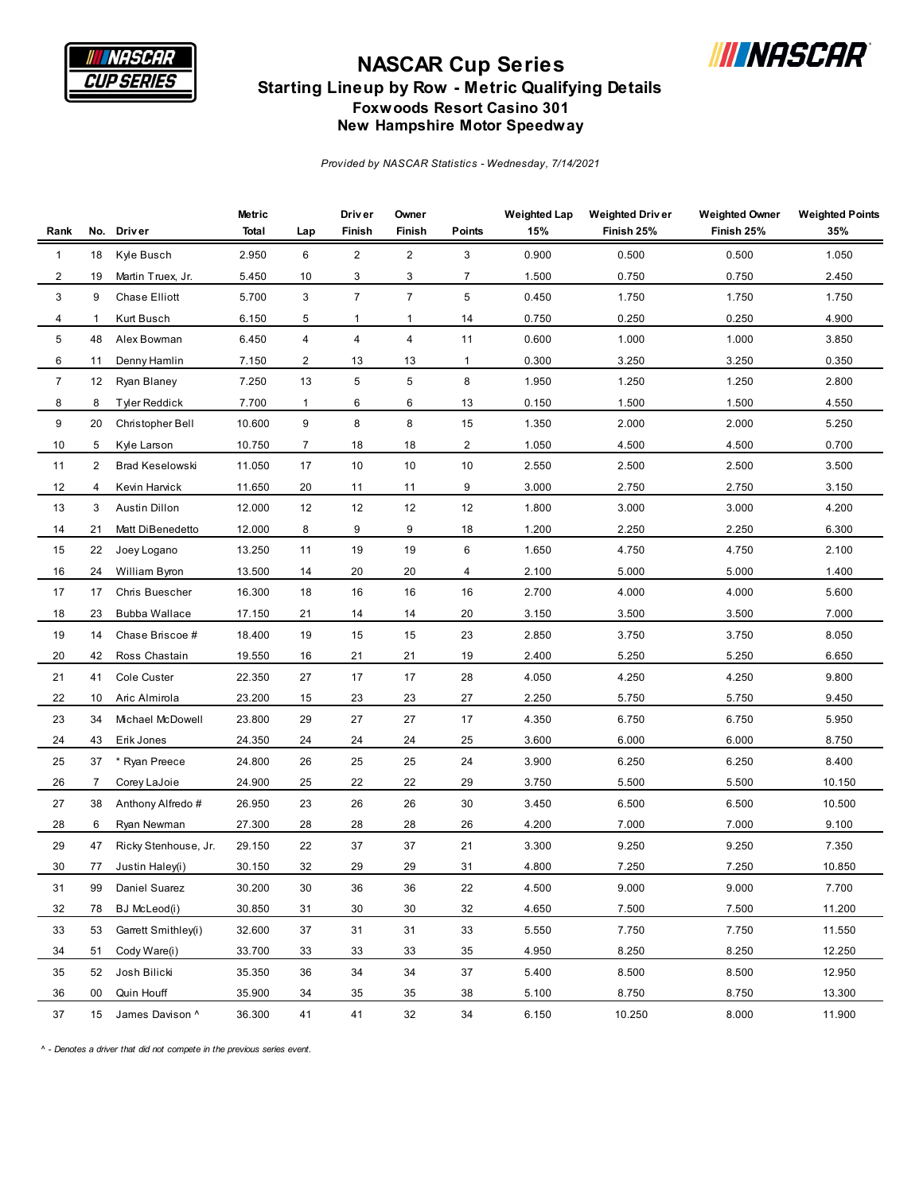# NASCAR Cup Series

## Starting Lineup by Row - Metric Qualifying Details

### Foxwoods Resort Casino 301

### New Hampshire Motor Speedway

*Provided by NASCAR Statistics - Wednesday, 7/14/2021*

| Rank | No. | Driver | Metric Total | Lap | Driver Finish | Owner Finish | Points | Weighted Lap 15% | Weighted Driver Finish 25% | Weighted Owner Finish 25% | Weighted Points 35% |
|---|---|---|---|---|---|---|---|---|---|---|---|
| 1 | 18 | Kyle Busch | 2.950 | 6 | 2 | 2 | 3 | 0.900 | 0.500 | 0.500 | 1.050 |
| 2 | 19 | Martin Truex, Jr. | 5.450 | 10 | 3 | 3 | 7 | 1.500 | 0.750 | 0.750 | 2.450 |
| 3 | 9 | Chase Elliott | 5.700 | 3 | 7 | 7 | 5 | 0.450 | 1.750 | 1.750 | 1.750 |
| 4 | 1 | Kurt Busch | 6.150 | 5 | 1 | 1 | 14 | 0.750 | 0.250 | 0.250 | 4.900 |
| 5 | 48 | Alex Bowman | 6.450 | 4 | 4 | 4 | 11 | 0.600 | 1.000 | 1.000 | 3.850 |
| 6 | 11 | Denny Hamlin | 7.150 | 2 | 13 | 13 | 1 | 0.300 | 3.250 | 3.250 | 0.350 |
| 7 | 12 | Ryan Blaney | 7.250 | 13 | 5 | 5 | 8 | 1.950 | 1.250 | 1.250 | 2.800 |
| 8 | 8 | Tyler Reddick | 7.700 | 1 | 6 | 6 | 13 | 0.150 | 1.500 | 1.500 | 4.550 |
| 9 | 20 | Christopher Bell | 10.600 | 9 | 8 | 8 | 15 | 1.350 | 2.000 | 2.000 | 5.250 |
| 10 | 5 | Kyle Larson | 10.750 | 7 | 18 | 18 | 2 | 1.050 | 4.500 | 4.500 | 0.700 |
| 11 | 2 | Brad Keselowski | 11.050 | 17 | 10 | 10 | 10 | 2.550 | 2.500 | 2.500 | 3.500 |
| 12 | 4 | Kevin Harvick | 11.650 | 20 | 11 | 11 | 9 | 3.000 | 2.750 | 2.750 | 3.150 |
| 13 | 3 | Austin Dillon | 12.000 | 12 | 12 | 12 | 12 | 1.800 | 3.000 | 3.000 | 4.200 |
| 14 | 21 | Matt DiBenedetto | 12.000 | 8 | 9 | 9 | 18 | 1.200 | 2.250 | 2.250 | 6.300 |
| 15 | 22 | Joey Logano | 13.250 | 11 | 19 | 19 | 6 | 1.650 | 4.750 | 4.750 | 2.100 |
| 16 | 24 | William Byron | 13.500 | 14 | 20 | 20 | 4 | 2.100 | 5.000 | 5.000 | 1.400 |
| 17 | 17 | Chris Buescher | 16.300 | 18 | 16 | 16 | 16 | 2.700 | 4.000 | 4.000 | 5.600 |
| 18 | 23 | Bubba Wallace | 17.150 | 21 | 14 | 14 | 20 | 3.150 | 3.500 | 3.500 | 7.000 |
| 19 | 14 | Chase Briscoe # | 18.400 | 19 | 15 | 15 | 23 | 2.850 | 3.750 | 3.750 | 8.050 |
| 20 | 42 | Ross Chastain | 19.550 | 16 | 21 | 21 | 19 | 2.400 | 5.250 | 5.250 | 6.650 |
| 21 | 41 | Cole Custer | 22.350 | 27 | 17 | 17 | 28 | 4.050 | 4.250 | 4.250 | 9.800 |
| 22 | 10 | Aric Almirola | 23.200 | 15 | 23 | 23 | 27 | 2.250 | 5.750 | 5.750 | 9.450 |
| 23 | 34 | Michael McDowell | 23.800 | 29 | 27 | 27 | 17 | 4.350 | 6.750 | 6.750 | 5.950 |
| 24 | 43 | Erik Jones | 24.350 | 24 | 24 | 24 | 25 | 3.600 | 6.000 | 6.000 | 8.750 |
| 25 | 37 | * Ryan Preece | 24.800 | 26 | 25 | 25 | 24 | 3.900 | 6.250 | 6.250 | 8.400 |
| 26 | 7 | Corey LaJoie | 24.900 | 25 | 22 | 22 | 29 | 3.750 | 5.500 | 5.500 | 10.150 |
| 27 | 38 | Anthony Alfredo # | 26.950 | 23 | 26 | 26 | 30 | 3.450 | 6.500 | 6.500 | 10.500 |
| 28 | 6 | Ryan Newman | 27.300 | 28 | 28 | 28 | 26 | 4.200 | 7.000 | 7.000 | 9.100 |
| 29 | 47 | Ricky Stenhouse, Jr. | 29.150 | 22 | 37 | 37 | 21 | 3.300 | 9.250 | 9.250 | 7.350 |
| 30 | 77 | Justin Haley(i) | 30.150 | 32 | 29 | 29 | 31 | 4.800 | 7.250 | 7.250 | 10.850 |
| 31 | 99 | Daniel Suarez | 30.200 | 30 | 36 | 36 | 22 | 4.500 | 9.000 | 9.000 | 7.700 |
| 32 | 78 | BJ McLeod(i) | 30.850 | 31 | 30 | 30 | 32 | 4.650 | 7.500 | 7.500 | 11.200 |
| 33 | 53 | Garrett Smithley(i) | 32.600 | 37 | 31 | 31 | 33 | 5.550 | 7.750 | 7.750 | 11.550 |
| 34 | 51 | Cody Ware(i) | 33.700 | 33 | 33 | 33 | 35 | 4.950 | 8.250 | 8.250 | 12.250 |
| 35 | 52 | Josh Bilicki | 35.350 | 36 | 34 | 34 | 37 | 5.400 | 8.500 | 8.500 | 12.950 |
| 36 | 00 | Quin Houff | 35.900 | 34 | 35 | 35 | 38 | 5.100 | 8.750 | 8.750 | 13.300 |
| 37 | 15 | James Davison ^ | 36.300 | 41 | 41 | 32 | 34 | 6.150 | 10.250 | 8.000 | 11.900 |

*^ - Denotes a driver that did not compete in the previous series event.*